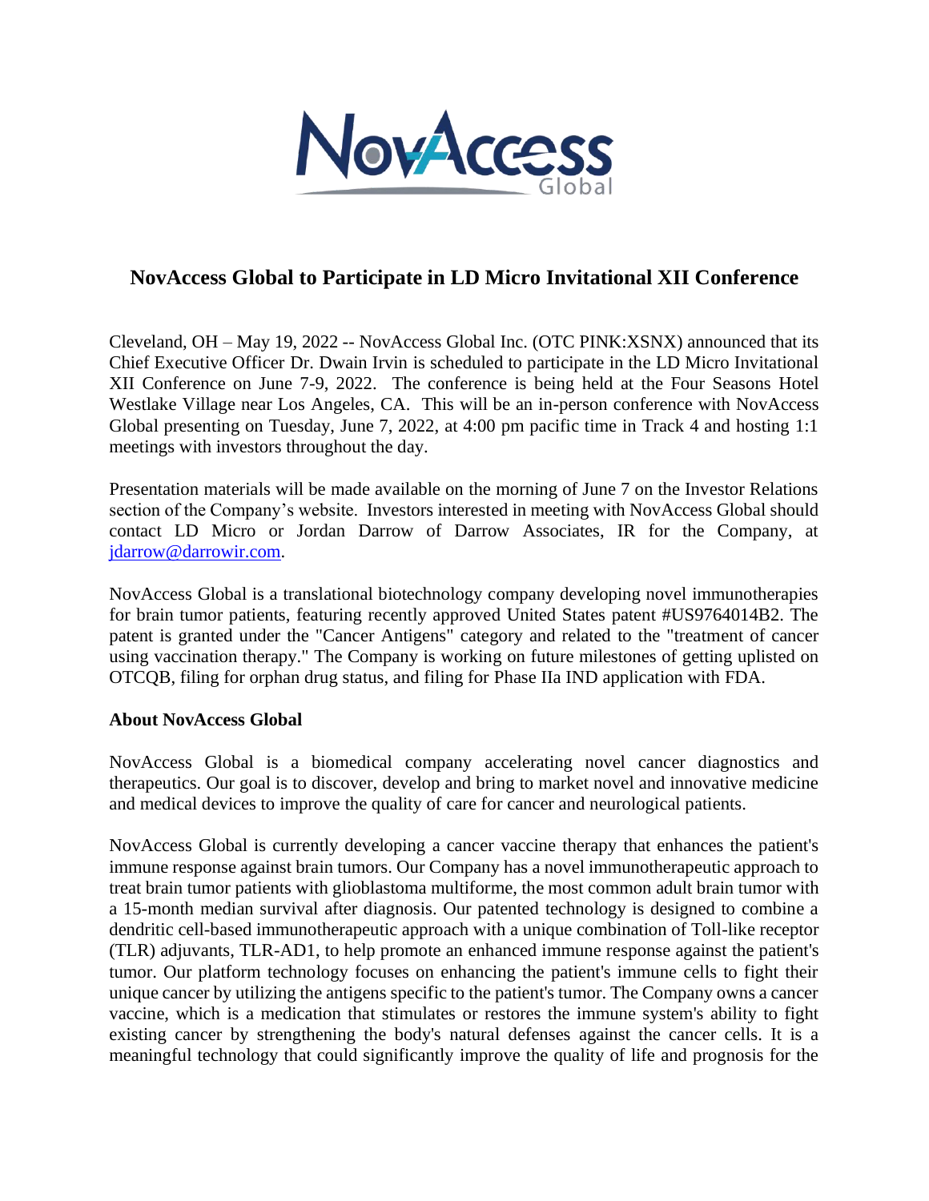# NovAccess Global to Participate in LD Micro Invitational XII Conference

Cleveland, OH – May 19, 2022 -- NovAccess Global Inc. (OTC PINK:XSNX) announced that its Chief Executive Officer Dr. Dwain Irvin is scheduled to participate in the LD Micro Invitational XII Conference on June 7-9, 2022. The conference is being held at the Four Seasons Hotel Westlake Village near Los Angeles, CA. This will be an in-person conference with NovAccess Global presenting on Tuesday, June 7, 2022, at 4:00 pm pacific time in Track 4 and hosting 1:1 meetings with investors throughout the day.

Presentation materials will be made available on the morning of June 7 on the Investor Relations section of the Company's website. Investors interested in meeting with NovAccess Global should contact LD Micro or Jordan Darrow of Darrow Associates, IR for the Company, at jdarrow@darrowir.com.

NovAccess Global is a translational biotechnology company developing novel immunotherapies for brain tumor patients, featuring recently approved United States patent #US9764014B2. The patent is granted under the "Cancer Antigens" category and related to the "treatment of cancer using vaccination therapy." The Company is working on future milestones of getting uplisted on OTCQB, filing for orphan drug status, and filing for Phase IIa IND application with FDA.

**About NovAccess Global**

NovAccess Global is a biomedical company accelerating novel cancer diagnostics and therapeutics. Our goal is to discover, develop and bring to market novel and innovative medicine and medical devices to improve the quality of care for cancer and neurological patients.

NovAccess Global is currently developing a cancer vaccine therapy that enhances the patient's immune response against brain tumors. Our Company has a novel immunotherapeutic approach to treat brain tumor patients with glioblastoma multiforme, the most common adult brain tumor with a 15-month median survival after diagnosis. Our patented technology is designed to combine a dendritic cell-based immunotherapeutic approach with a unique combination of Toll-like receptor (TLR) adjuvants, TLR-AD1, to help promote an enhanced immune response against the patient's tumor. Our platform technology focuses on enhancing the patient's immune cells to fight their unique cancer by utilizing the antigens specific to the patient's tumor. The Company owns a cancer vaccine, which is a medication that stimulates or restores the immune system's ability to fight existing cancer by strengthening the body's natural defenses against the cancer cells. It is a meaningful technology that could significantly improve the quality of life and prognosis for the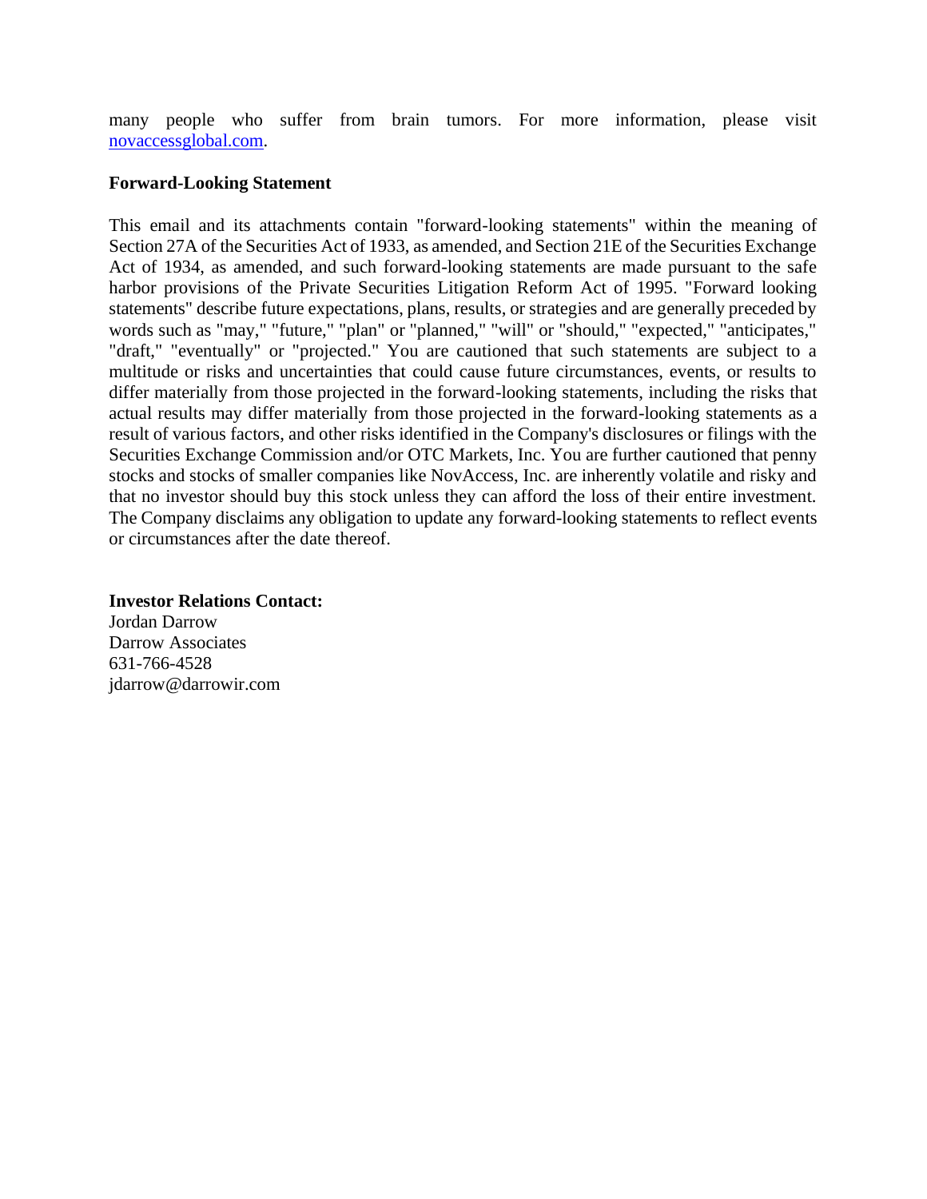many people who suffer from brain tumors. For more information, please visit [novaccessglobal.com](novaccessglobal.com).

**Forward-Looking Statement**

This email and its attachments contain "forward-looking statements" within the meaning of Section 27A of the Securities Act of 1933, as amended, and Section 21E of the Securities Exchange Act of 1934, as amended, and such forward-looking statements are made pursuant to the safe harbor provisions of the Private Securities Litigation Reform Act of 1995. "Forward looking statements" describe future expectations, plans, results, or strategies and are generally preceded by words such as "may," "future," "plan" or "planned," "will" or "should," "expected," "anticipates," "draft," "eventually" or "projected." You are cautioned that such statements are subject to a multitude or risks and uncertainties that could cause future circumstances, events, or results to differ materially from those projected in the forward-looking statements, including the risks that actual results may differ materially from those projected in the forward-looking statements as a result of various factors, and other risks identified in the Company's disclosures or filings with the Securities Exchange Commission and/or OTC Markets, Inc. You are further cautioned that penny stocks and stocks of smaller companies like NovAccess, Inc. are inherently volatile and risky and that no investor should buy this stock unless they can afford the loss of their entire investment. The Company disclaims any obligation to update any forward-looking statements to reflect events or circumstances after the date thereof.

**Investor Relations Contact:**
Jordan Darrow
Darrow Associates
631-766-4528
jdarrow@darrowir.com